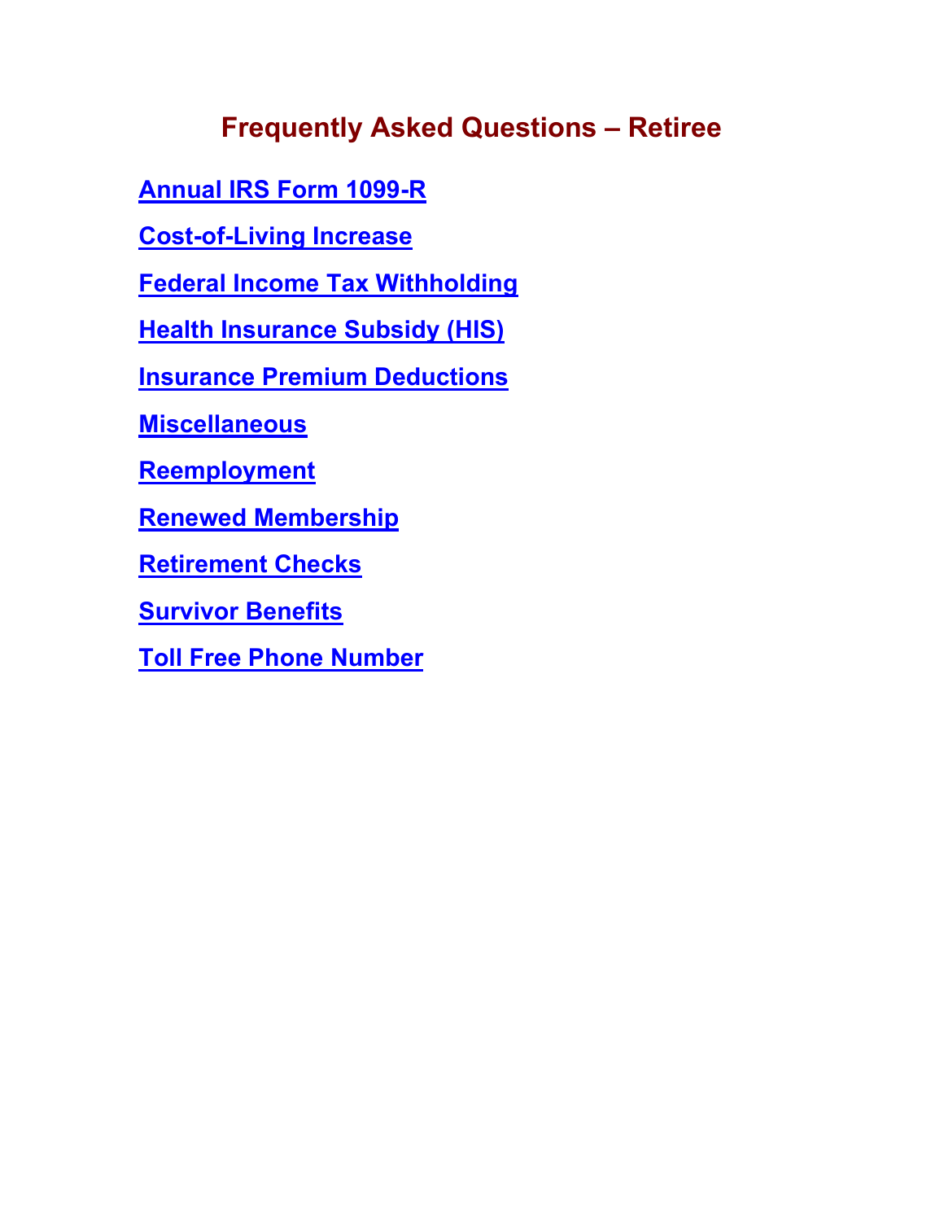# Frequently Asked Questions – Retiree

**Annual IRS Form 1099-R**

**Cost-of-Living Increase**

**Federal Income Tax Withholding**

**Health Insurance Subsidy (HIS)**

**Insurance Premium Deductions**

**Miscellaneous**

**Reemployment**

**Renewed Membership**

**Retirement Checks**

**Survivor Benefits**

**Toll Free Phone Number**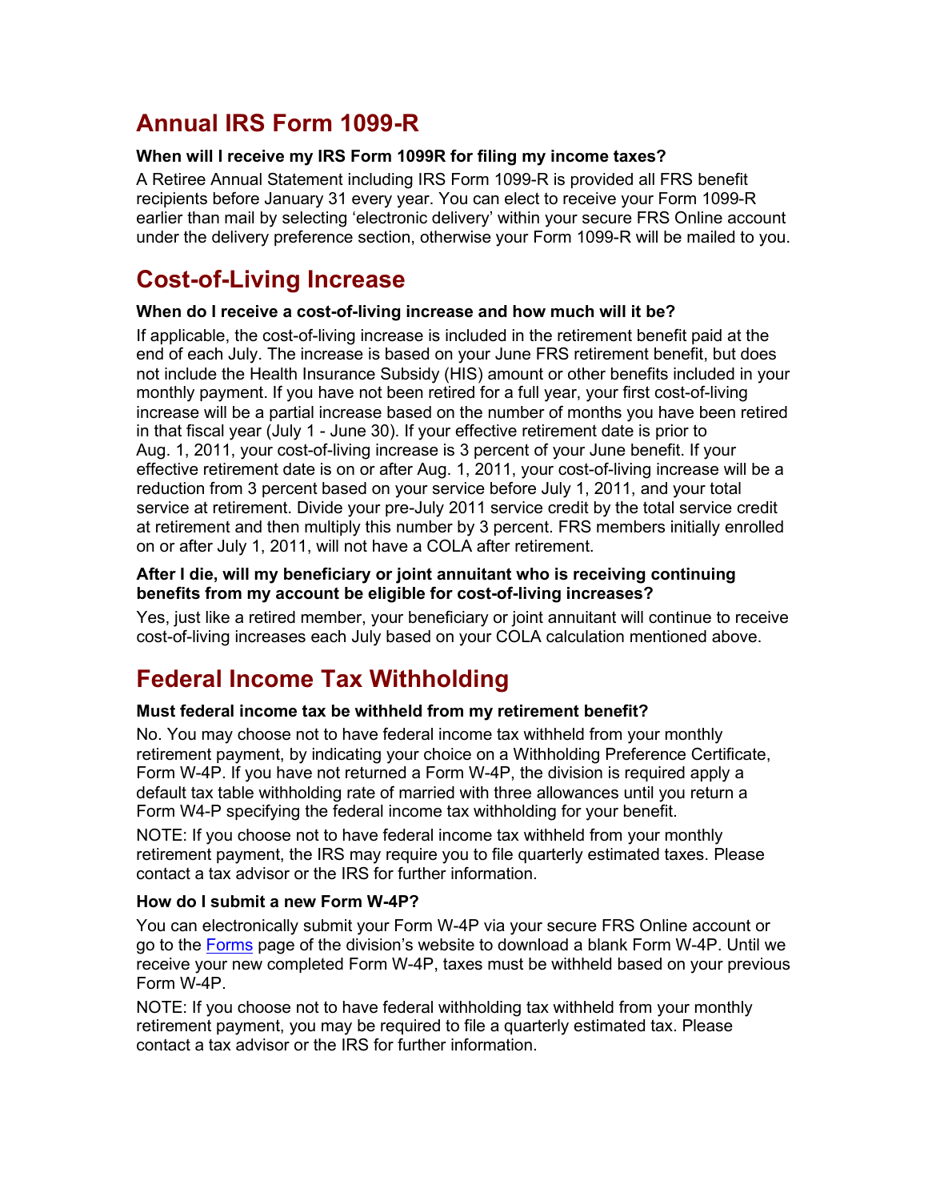## Annual IRS Form 1099-R

**When will I receive my IRS Form 1099R for filing my income taxes?**

A Retiree Annual Statement including IRS Form 1099-R is provided all FRS benefit recipients before January 31 every year. You can elect to receive your Form 1099-R earlier than mail by selecting 'electronic delivery' within your secure FRS Online account under the delivery preference section, otherwise your Form 1099-R will be mailed to you.

## Cost-of-Living Increase

**When do I receive a cost-of-living increase and how much will it be?**

If applicable, the cost-of-living increase is included in the retirement benefit paid at the end of each July. The increase is based on your June FRS retirement benefit, but does not include the Health Insurance Subsidy (HIS) amount or other benefits included in your monthly payment. If you have not been retired for a full year, your first cost-of-living increase will be a partial increase based on the number of months you have been retired in that fiscal year (July 1 - June 30). If your effective retirement date is prior to Aug. 1, 2011, your cost-of-living increase is 3 percent of your June benefit. If your effective retirement date is on or after Aug. 1, 2011, your cost-of-living increase will be a reduction from 3 percent based on your service before July 1, 2011, and your total service at retirement. Divide your pre-July 2011 service credit by the total service credit at retirement and then multiply this number by 3 percent. FRS members initially enrolled on or after July 1, 2011, will not have a COLA after retirement.

**After I die, will my beneficiary or joint annuitant who is receiving continuing benefits from my account be eligible for cost-of-living increases?**

Yes, just like a retired member, your beneficiary or joint annuitant will continue to receive cost-of-living increases each July based on your COLA calculation mentioned above.

## Federal Income Tax Withholding

**Must federal income tax be withheld from my retirement benefit?**

No. You may choose not to have federal income tax withheld from your monthly retirement payment, by indicating your choice on a Withholding Preference Certificate, Form W-4P. If you have not returned a Form W-4P, the division is required apply a default tax table withholding rate of married with three allowances until you return a Form W4-P specifying the federal income tax withholding for your benefit.

NOTE: If you choose not to have federal income tax withheld from your monthly retirement payment, the IRS may require you to file quarterly estimated taxes. Please contact a tax advisor or the IRS for further information.

**How do I submit a new Form W-4P?**

You can electronically submit your Form W-4P via your secure FRS Online account or go to the Forms page of the division's website to download a blank Form W-4P. Until we receive your new completed Form W-4P, taxes must be withheld based on your previous Form W-4P.

NOTE: If you choose not to have federal withholding tax withheld from your monthly retirement payment, you may be required to file a quarterly estimated tax. Please contact a tax advisor or the IRS for further information.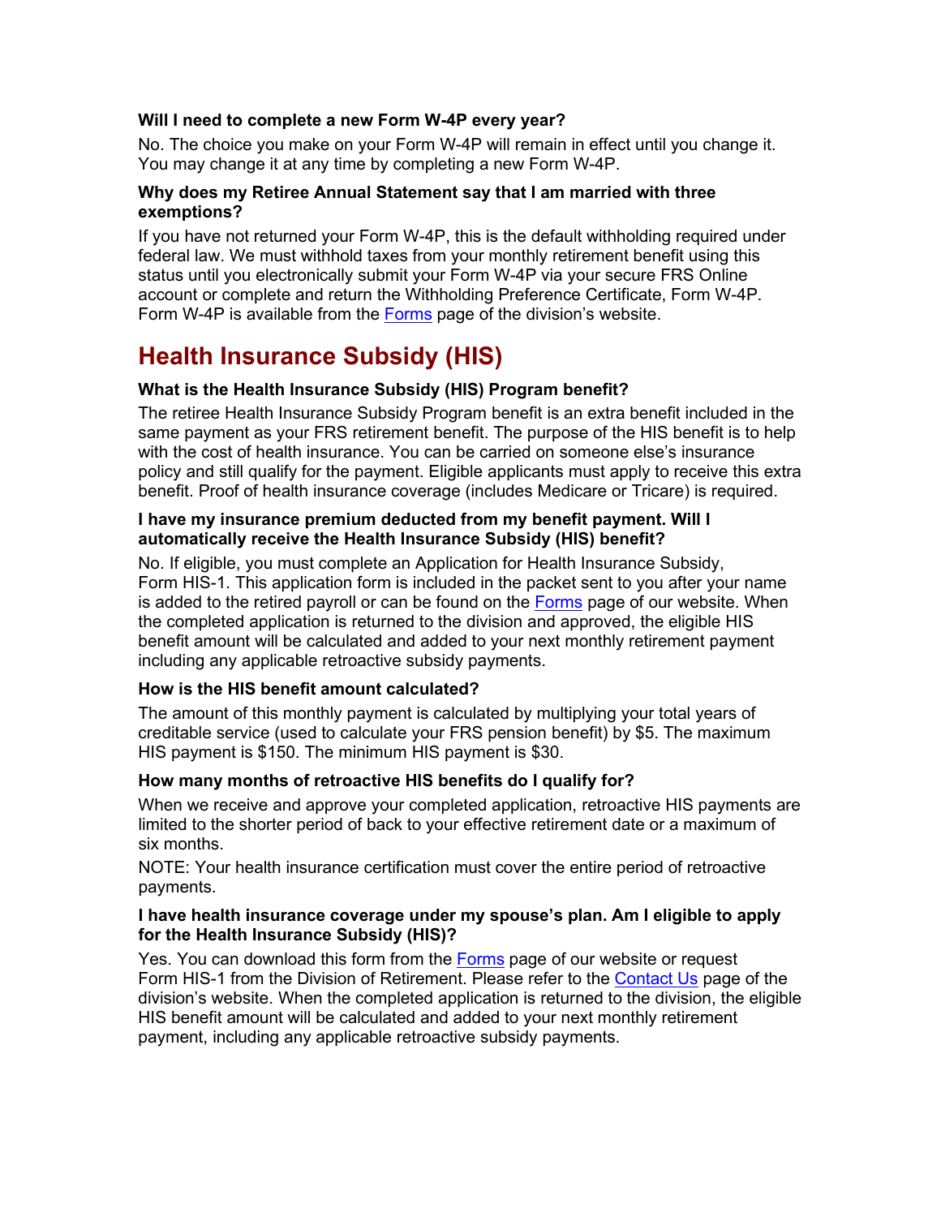**Will I need to complete a new Form W-4P every year?**

No. The choice you make on your Form W-4P will remain in effect until you change it. You may change it at any time by completing a new Form W-4P.

**Why does my Retiree Annual Statement say that I am married with three exemptions?**

If you have not returned your Form W-4P, this is the default withholding required under federal law. We must withhold taxes from your monthly retirement benefit using this status until you electronically submit your Form W-4P via your secure FRS Online account or complete and return the Withholding Preference Certificate, Form W-4P. Form W-4P is available from the Forms page of the division's website.

# Health Insurance Subsidy (HIS)

**What is the Health Insurance Subsidy (HIS) Program benefit?**

The retiree Health Insurance Subsidy Program benefit is an extra benefit included in the same payment as your FRS retirement benefit. The purpose of the HIS benefit is to help with the cost of health insurance. You can be carried on someone else's insurance policy and still qualify for the payment. Eligible applicants must apply to receive this extra benefit. Proof of health insurance coverage (includes Medicare or Tricare) is required.

**I have my insurance premium deducted from my benefit payment. Will I automatically receive the Health Insurance Subsidy (HIS) benefit?**

No. If eligible, you must complete an Application for Health Insurance Subsidy, Form HIS-1. This application form is included in the packet sent to you after your name is added to the retired payroll or can be found on the Forms page of our website. When the completed application is returned to the division and approved, the eligible HIS benefit amount will be calculated and added to your next monthly retirement payment including any applicable retroactive subsidy payments.

**How is the HIS benefit amount calculated?**

The amount of this monthly payment is calculated by multiplying your total years of creditable service (used to calculate your FRS pension benefit) by $5. The maximum HIS payment is $150. The minimum HIS payment is $30.

**How many months of retroactive HIS benefits do I qualify for?**

When we receive and approve your completed application, retroactive HIS payments are limited to the shorter period of back to your effective retirement date or a maximum of six months.

NOTE: Your health insurance certification must cover the entire period of retroactive payments.

**I have health insurance coverage under my spouse's plan. Am I eligible to apply for the Health Insurance Subsidy (HIS)?**

Yes. You can download this form from the Forms page of our website or request Form HIS-1 from the Division of Retirement. Please refer to the Contact Us page of the division's website. When the completed application is returned to the division, the eligible HIS benefit amount will be calculated and added to your next monthly retirement payment, including any applicable retroactive subsidy payments.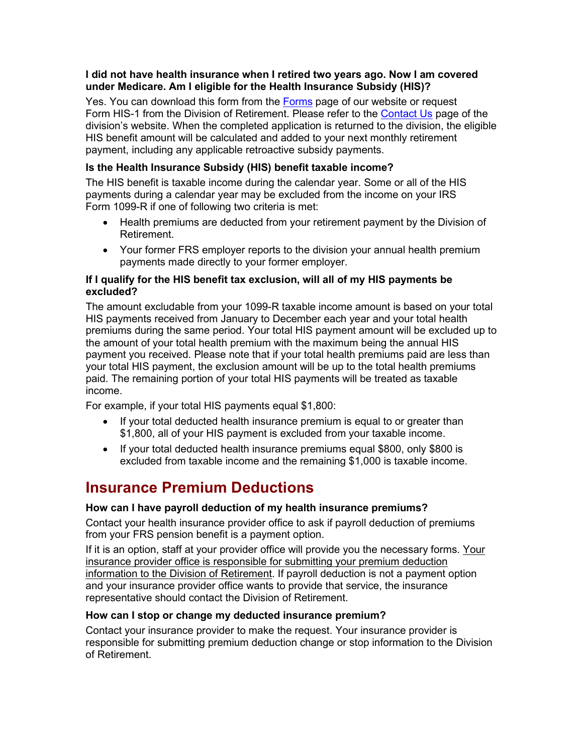**I did not have health insurance when I retired two years ago. Now I am covered under Medicare. Am I eligible for the Health Insurance Subsidy (HIS)?**

Yes. You can download this form from the Forms page of our website or request Form HIS-1 from the Division of Retirement. Please refer to the Contact Us page of the division's website. When the completed application is returned to the division, the eligible HIS benefit amount will be calculated and added to your next monthly retirement payment, including any applicable retroactive subsidy payments.

**Is the Health Insurance Subsidy (HIS) benefit taxable income?**

The HIS benefit is taxable income during the calendar year. Some or all of the HIS payments during a calendar year may be excluded from the income on your IRS Form 1099-R if one of following two criteria is met:

- Health premiums are deducted from your retirement payment by the Division of Retirement.
- Your former FRS employer reports to the division your annual health premium payments made directly to your former employer.

**If I qualify for the HIS benefit tax exclusion, will all of my HIS payments be excluded?**

The amount excludable from your 1099-R taxable income amount is based on your total HIS payments received from January to December each year and your total health premiums during the same period. Your total HIS payment amount will be excluded up to the amount of your total health premium with the maximum being the annual HIS payment you received. Please note that if your total health premiums paid are less than your total HIS payment, the exclusion amount will be up to the total health premiums paid. The remaining portion of your total HIS payments will be treated as taxable income.

For example, if your total HIS payments equal $1,800:

- If your total deducted health insurance premium is equal to or greater than $1,800, all of your HIS payment is excluded from your taxable income.
- If your total deducted health insurance premiums equal $800, only $800 is excluded from taxable income and the remaining $1,000 is taxable income.

## Insurance Premium Deductions

**How can I have payroll deduction of my health insurance premiums?**

Contact your health insurance provider office to ask if payroll deduction of premiums from your FRS pension benefit is a payment option.

If it is an option, staff at your provider office will provide you the necessary forms. Your insurance provider office is responsible for submitting your premium deduction information to the Division of Retirement. If payroll deduction is not a payment option and your insurance provider office wants to provide that service, the insurance representative should contact the Division of Retirement.

**How can I stop or change my deducted insurance premium?**

Contact your insurance provider to make the request. Your insurance provider is responsible for submitting premium deduction change or stop information to the Division of Retirement.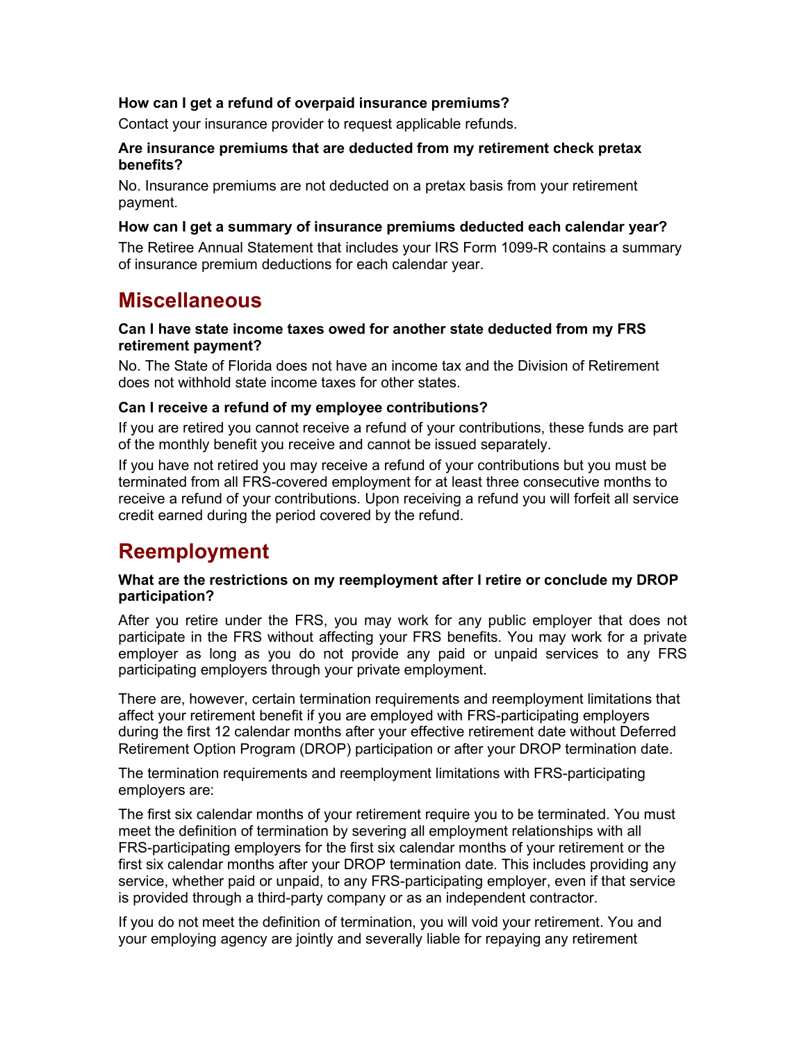**How can I get a refund of overpaid insurance premiums?**

Contact your insurance provider to request applicable refunds.

**Are insurance premiums that are deducted from my retirement check pretax benefits?**

No. Insurance premiums are not deducted on a pretax basis from your retirement payment.

**How can I get a summary of insurance premiums deducted each calendar year?**

The Retiree Annual Statement that includes your IRS Form 1099-R contains a summary of insurance premium deductions for each calendar year.

## Miscellaneous

**Can I have state income taxes owed for another state deducted from my FRS retirement payment?**

No. The State of Florida does not have an income tax and the Division of Retirement does not withhold state income taxes for other states.

**Can I receive a refund of my employee contributions?**

If you are retired you cannot receive a refund of your contributions, these funds are part of the monthly benefit you receive and cannot be issued separately.

If you have not retired you may receive a refund of your contributions but you must be terminated from all FRS-covered employment for at least three consecutive months to receive a refund of your contributions. Upon receiving a refund you will forfeit all service credit earned during the period covered by the refund.

## Reemployment

**What are the restrictions on my reemployment after I retire or conclude my DROP participation?**

After you retire under the FRS, you may work for any public employer that does not participate in the FRS without affecting your FRS benefits. You may work for a private employer as long as you do not provide any paid or unpaid services to any FRS participating employers through your private employment.

There are, however, certain termination requirements and reemployment limitations that affect your retirement benefit if you are employed with FRS-participating employers during the first 12 calendar months after your effective retirement date without Deferred Retirement Option Program (DROP) participation or after your DROP termination date.

The termination requirements and reemployment limitations with FRS-participating employers are:

The first six calendar months of your retirement require you to be terminated. You must meet the definition of termination by severing all employment relationships with all FRS-participating employers for the first six calendar months of your retirement or the first six calendar months after your DROP termination date. This includes providing any service, whether paid or unpaid, to any FRS-participating employer, even if that service is provided through a third-party company or as an independent contractor.

If you do not meet the definition of termination, you will void your retirement. You and your employing agency are jointly and severally liable for repaying any retirement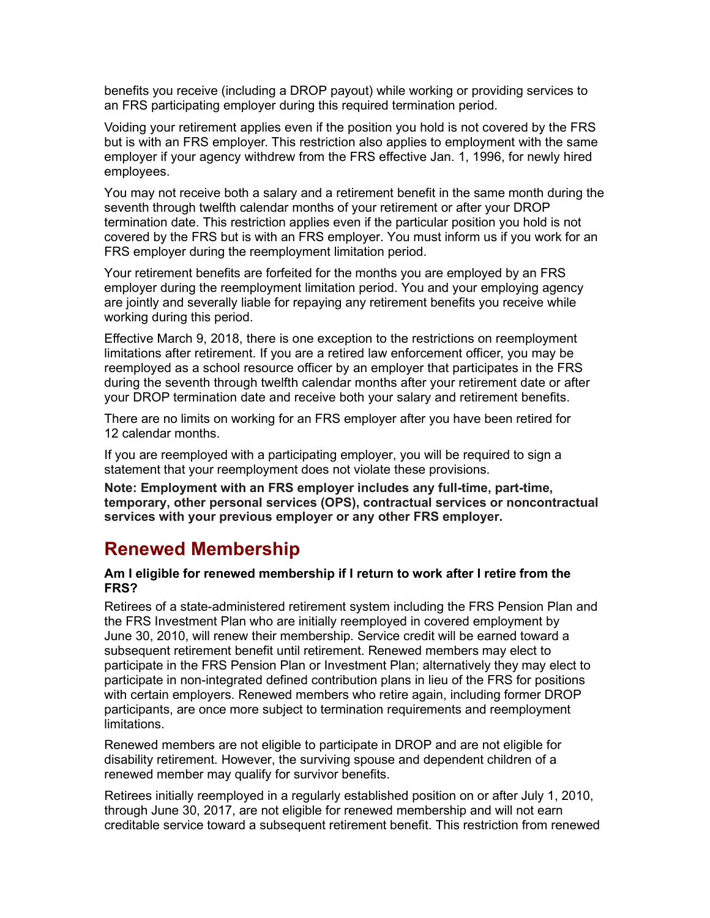benefits you receive (including a DROP payout) while working or providing services to an FRS participating employer during this required termination period.

Voiding your retirement applies even if the position you hold is not covered by the FRS but is with an FRS employer. This restriction also applies to employment with the same employer if your agency withdrew from the FRS effective Jan. 1, 1996, for newly hired employees.

You may not receive both a salary and a retirement benefit in the same month during the seventh through twelfth calendar months of your retirement or after your DROP termination date. This restriction applies even if the particular position you hold is not covered by the FRS but is with an FRS employer. You must inform us if you work for an FRS employer during the reemployment limitation period.

Your retirement benefits are forfeited for the months you are employed by an FRS employer during the reemployment limitation period. You and your employing agency are jointly and severally liable for repaying any retirement benefits you receive while working during this period.

Effective March 9, 2018, there is one exception to the restrictions on reemployment limitations after retirement. If you are a retired law enforcement officer, you may be reemployed as a school resource officer by an employer that participates in the FRS during the seventh through twelfth calendar months after your retirement date or after your DROP termination date and receive both your salary and retirement benefits.

There are no limits on working for an FRS employer after you have been retired for 12 calendar months.

If you are reemployed with a participating employer, you will be required to sign a statement that your reemployment does not violate these provisions.

**Note: Employment with an FRS employer includes any full-time, part-time, temporary, other personal services (OPS), contractual services or noncontractual services with your previous employer or any other FRS employer.**

## Renewed Membership

**Am I eligible for renewed membership if I return to work after I retire from the FRS?**

Retirees of a state-administered retirement system including the FRS Pension Plan and the FRS Investment Plan who are initially reemployed in covered employment by June 30, 2010, will renew their membership. Service credit will be earned toward a subsequent retirement benefit until retirement. Renewed members may elect to participate in the FRS Pension Plan or Investment Plan; alternatively they may elect to participate in non-integrated defined contribution plans in lieu of the FRS for positions with certain employers. Renewed members who retire again, including former DROP participants, are once more subject to termination requirements and reemployment limitations.

Renewed members are not eligible to participate in DROP and are not eligible for disability retirement. However, the surviving spouse and dependent children of a renewed member may qualify for survivor benefits.

Retirees initially reemployed in a regularly established position on or after July 1, 2010, through June 30, 2017, are not eligible for renewed membership and will not earn creditable service toward a subsequent retirement benefit. This restriction from renewed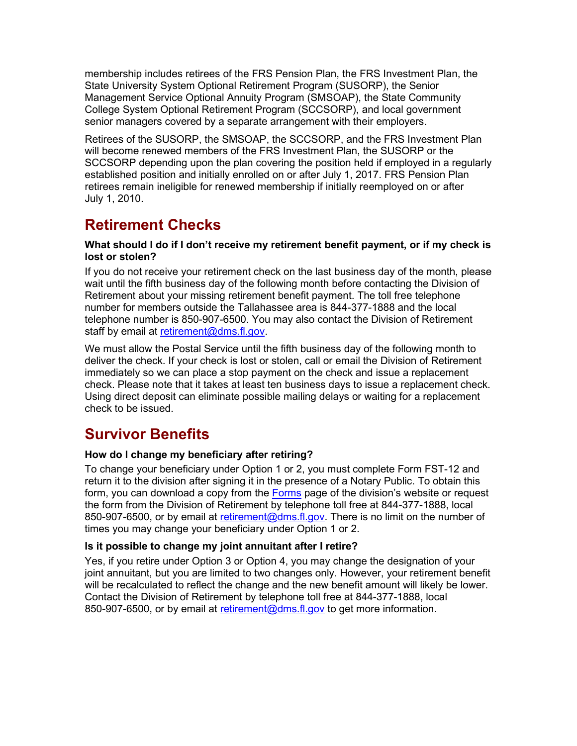membership includes retirees of the FRS Pension Plan, the FRS Investment Plan, the State University System Optional Retirement Program (SUSORP), the Senior Management Service Optional Annuity Program (SMSOAP), the State Community College System Optional Retirement Program (SCCSORP), and local government senior managers covered by a separate arrangement with their employers.

Retirees of the SUSORP, the SMSOAP, the SCCSORP, and the FRS Investment Plan will become renewed members of the FRS Investment Plan, the SUSORP or the SCCSORP depending upon the plan covering the position held if employed in a regularly established position and initially enrolled on or after July 1, 2017. FRS Pension Plan retirees remain ineligible for renewed membership if initially reemployed on or after July 1, 2010.

## Retirement Checks

**What should I do if I don't receive my retirement benefit payment, or if my check is lost or stolen?**

If you do not receive your retirement check on the last business day of the month, please wait until the fifth business day of the following month before contacting the Division of Retirement about your missing retirement benefit payment. The toll free telephone number for members outside the Tallahassee area is 844-377-1888 and the local telephone number is 850-907-6500. You may also contact the Division of Retirement staff by email at [retirement@dms.fl.gov](mailto:retirement@dms.fl.gov).

We must allow the Postal Service until the fifth business day of the following month to deliver the check. If your check is lost or stolen, call or email the Division of Retirement immediately so we can place a stop payment on the check and issue a replacement check. Please note that it takes at least ten business days to issue a replacement check. Using direct deposit can eliminate possible mailing delays or waiting for a replacement check to be issued.

## Survivor Benefits

**How do I change my beneficiary after retiring?**

To change your beneficiary under Option 1 or 2, you must complete Form FST-12 and return it to the division after signing it in the presence of a Notary Public. To obtain this form, you can download a copy from the Forms page of the division's website or request the form from the Division of Retirement by telephone toll free at 844-377-1888, local 850-907-6500, or by email at [retirement@dms.fl.gov](mailto:retirement@dms.fl.gov). There is no limit on the number of times you may change your beneficiary under Option 1 or 2.

**Is it possible to change my joint annuitant after I retire?**

Yes, if you retire under Option 3 or Option 4, you may change the designation of your joint annuitant, but you are limited to two changes only. However, your retirement benefit will be recalculated to reflect the change and the new benefit amount will likely be lower. Contact the Division of Retirement by telephone toll free at 844-377-1888, local 850-907-6500, or by email at [retirement@dms.fl.gov](mailto:retirement@dms.fl.gov) to get more information.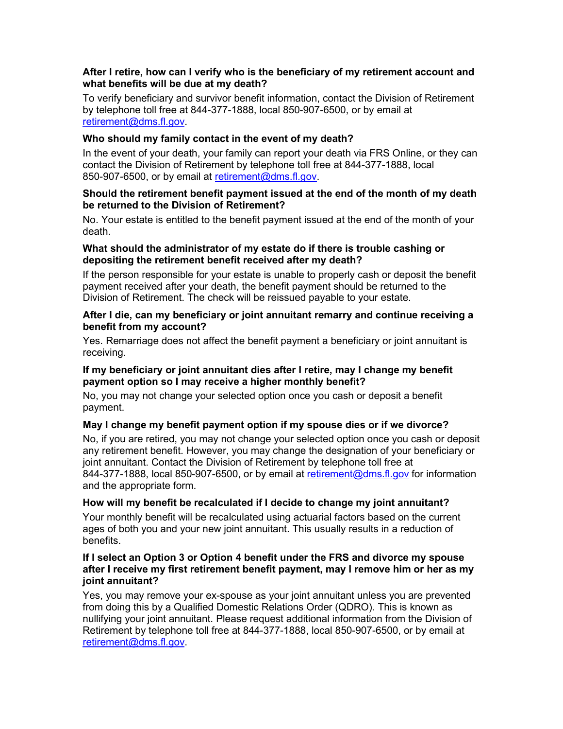**After I retire, how can I verify who is the beneficiary of my retirement account and what benefits will be due at my death?**

To verify beneficiary and survivor benefit information, contact the Division of Retirement by telephone toll free at 844-377-1888, local 850-907-6500, or by email at retirement@dms.fl.gov.

**Who should my family contact in the event of my death?**

In the event of your death, your family can report your death via FRS Online, or they can contact the Division of Retirement by telephone toll free at 844-377-1888, local 850-907-6500, or by email at retirement@dms.fl.gov.

**Should the retirement benefit payment issued at the end of the month of my death be returned to the Division of Retirement?**

No. Your estate is entitled to the benefit payment issued at the end of the month of your death.

**What should the administrator of my estate do if there is trouble cashing or depositing the retirement benefit received after my death?**

If the person responsible for your estate is unable to properly cash or deposit the benefit payment received after your death, the benefit payment should be returned to the Division of Retirement. The check will be reissued payable to your estate.

**After I die, can my beneficiary or joint annuitant remarry and continue receiving a benefit from my account?**

Yes. Remarriage does not affect the benefit payment a beneficiary or joint annuitant is receiving.

**If my beneficiary or joint annuitant dies after I retire, may I change my benefit payment option so I may receive a higher monthly benefit?**

No, you may not change your selected option once you cash or deposit a benefit payment.

**May I change my benefit payment option if my spouse dies or if we divorce?**

No, if you are retired, you may not change your selected option once you cash or deposit any retirement benefit. However, you may change the designation of your beneficiary or joint annuitant. Contact the Division of Retirement by telephone toll free at 844-377-1888, local 850-907-6500, or by email at retirement@dms.fl.gov for information and the appropriate form.

**How will my benefit be recalculated if I decide to change my joint annuitant?**

Your monthly benefit will be recalculated using actuarial factors based on the current ages of both you and your new joint annuitant. This usually results in a reduction of benefits.

**If I select an Option 3 or Option 4 benefit under the FRS and divorce my spouse after I receive my first retirement benefit payment, may I remove him or her as my joint annuitant?**

Yes, you may remove your ex-spouse as your joint annuitant unless you are prevented from doing this by a Qualified Domestic Relations Order (QDRO). This is known as nullifying your joint annuitant. Please request additional information from the Division of Retirement by telephone toll free at 844-377-1888, local 850-907-6500, or by email at retirement@dms.fl.gov.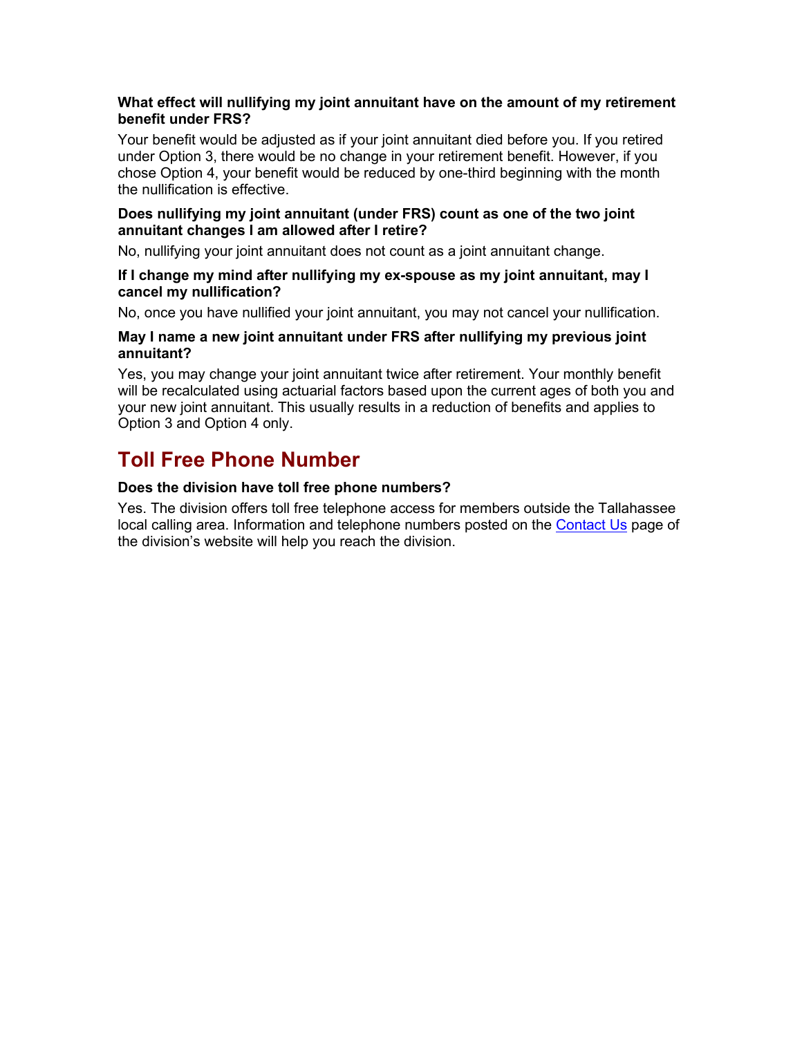**What effect will nullifying my joint annuitant have on the amount of my retirement benefit under FRS?**

Your benefit would be adjusted as if your joint annuitant died before you. If you retired under Option 3, there would be no change in your retirement benefit. However, if you chose Option 4, your benefit would be reduced by one-third beginning with the month the nullification is effective.

**Does nullifying my joint annuitant (under FRS) count as one of the two joint annuitant changes I am allowed after I retire?**

No, nullifying your joint annuitant does not count as a joint annuitant change.

**If I change my mind after nullifying my ex-spouse as my joint annuitant, may I cancel my nullification?**

No, once you have nullified your joint annuitant, you may not cancel your nullification.

**May I name a new joint annuitant under FRS after nullifying my previous joint annuitant?**

Yes, you may change your joint annuitant twice after retirement. Your monthly benefit will be recalculated using actuarial factors based upon the current ages of both you and your new joint annuitant. This usually results in a reduction of benefits and applies to Option 3 and Option 4 only.

## Toll Free Phone Number

**Does the division have toll free phone numbers?**

Yes. The division offers toll free telephone access for members outside the Tallahassee local calling area. Information and telephone numbers posted on the Contact Us page of the division's website will help you reach the division.